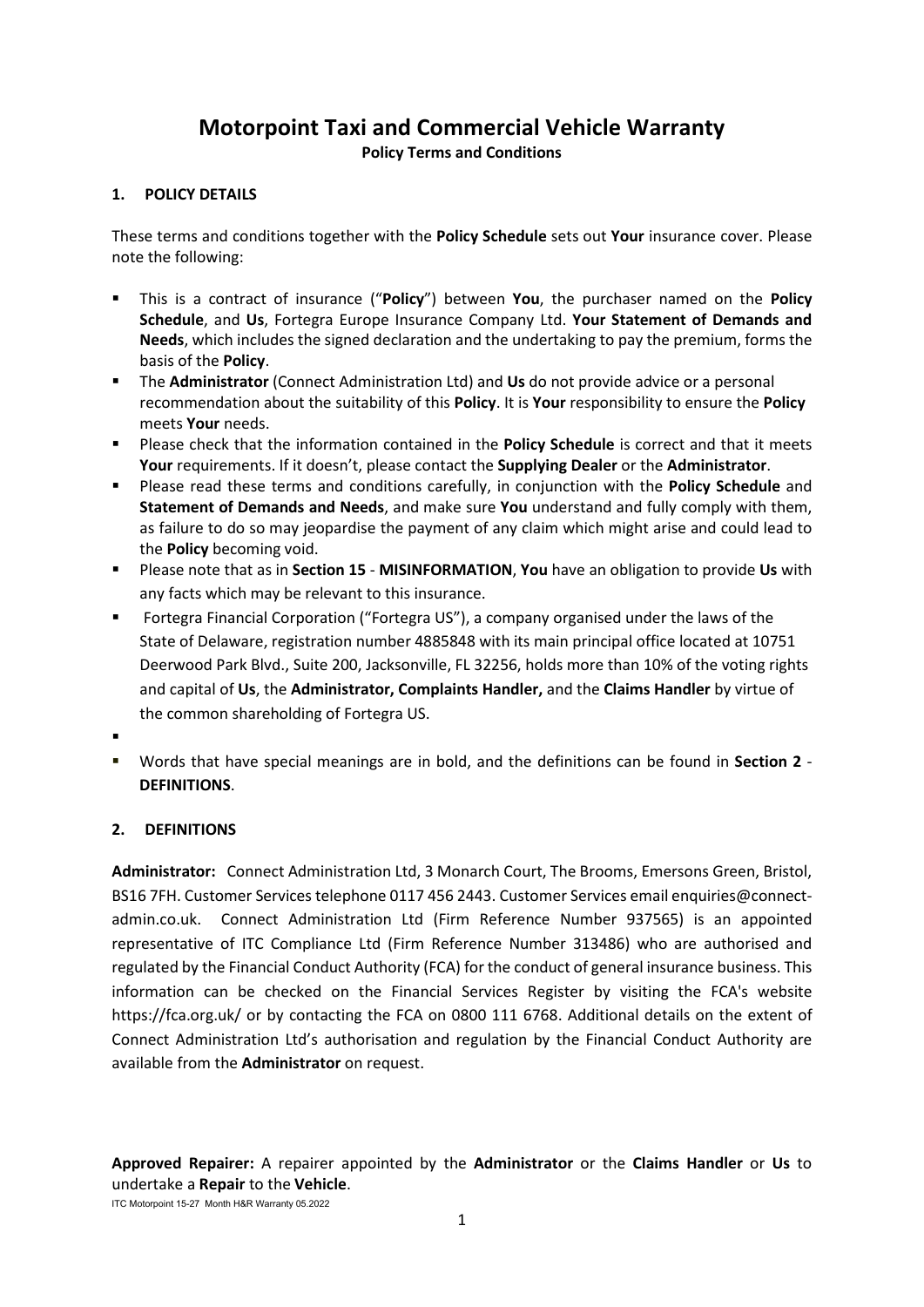# Motorpoint Taxi and Commercial Vehicle Warranty

**Policy Terms and Conditions**

## 1. POLICY DETAILS

These terms and conditions together with the **Policy Schedule** sets out **Your** insurance cover. Please note the following:

- This is a contract of insurance ("**Policy**") between **You**, the purchaser named on the **Policy Schedule**, and **Us**, Fortegra Europe Insurance Company Ltd. **Your Statement of Demands and Needs**, which includes the signed declaration and the undertaking to pay the premium, forms the basis of the **Policy**.
- The **Administrator** (Connect Administration Ltd) and **Us** do not provide advice or a personal recommendation about the suitability of this **Policy**. It is **Your** responsibility to ensure the **Policy** meets **Your** needs.
- Please check that the information contained in the **Policy Schedule** is correct and that it meets **Your** requirements. If it doesn't, please contact the **Supplying Dealer** or the **Administrator**.
- Please read these terms and conditions carefully, in conjunction with the **Policy Schedule** and **Statement of Demands and Needs**, and make sure **You** understand and fully comply with them, as failure to do so may jeopardise the payment of any claim which might arise and could lead to the **Policy** becoming void.
- Please note that as in **Section 15** - **MISINFORMATION**, **You** have an obligation to provide **Us** with any facts which may be relevant to this insurance.
- Fortegra Financial Corporation ("Fortegra US"), a company organised under the laws of the State of Delaware, registration number 4885848 with its main principal office located at 10751 Deerwood Park Blvd., Suite 200, Jacksonville, FL 32256, holds more than 10% of the voting rights and capital of **Us**, the **Administrator, Complaints Handler,** and the **Claims Handler** by virtue of the common shareholding of Fortegra US.
- 
- Words that have special meanings are in bold, and the definitions can be found in **Section 2** - **DEFINITIONS**.

## 2. DEFINITIONS

**Administrator:** Connect Administration Ltd, 3 Monarch Court, The Brooms, Emersons Green, Bristol, BS16 7FH. Customer Services telephone 0117 456 2443. Customer Services email enquiries@connect-admin.co.uk. Connect Administration Ltd (Firm Reference Number 937565) is an appointed representative of ITC Compliance Ltd (Firm Reference Number 313486) who are authorised and regulated by the Financial Conduct Authority (FCA) for the conduct of general insurance business. This information can be checked on the Financial Services Register by visiting the FCA's website https://fca.org.uk/ or by contacting the FCA on 0800 111 6768. Additional details on the extent of Connect Administration Ltd's authorisation and regulation by the Financial Conduct Authority are available from the **Administrator** on request.

**Approved Repairer:** A repairer appointed by the **Administrator** or the **Claims Handler** or **Us** to undertake a **Repair** to the **Vehicle**.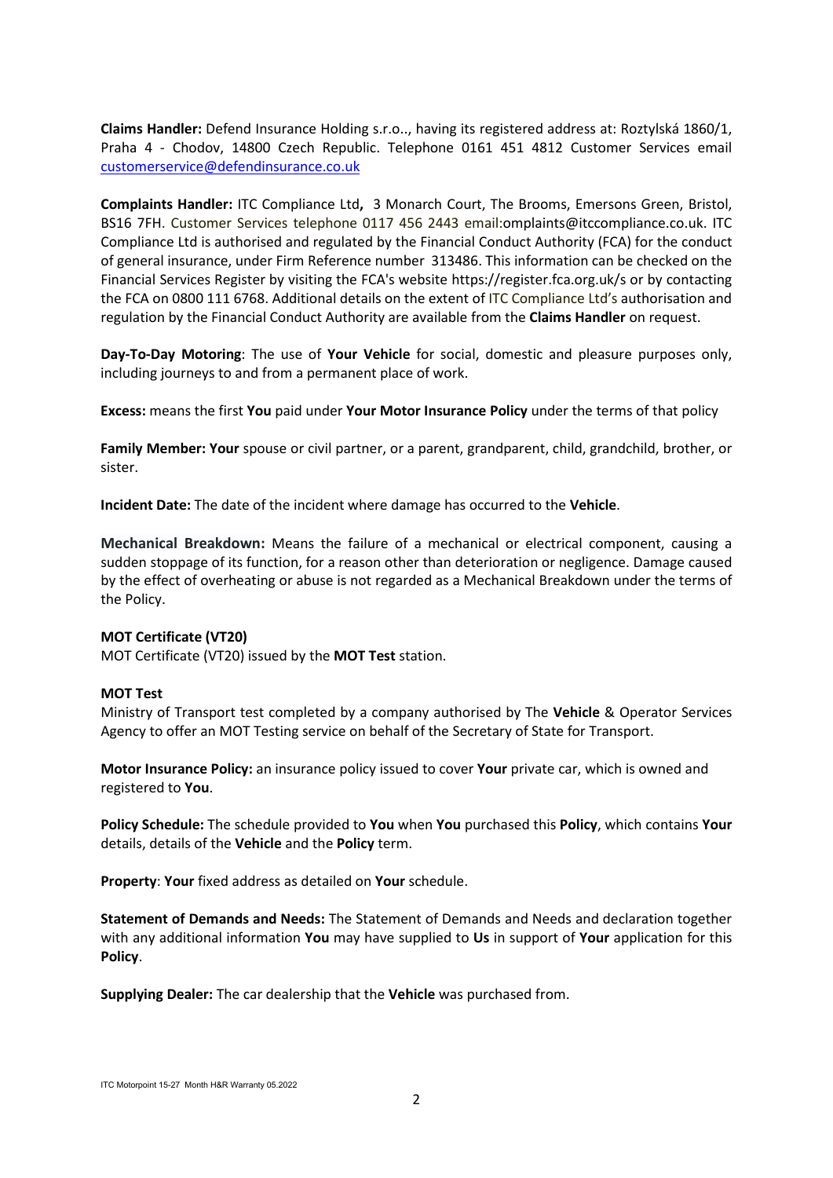**Claims Handler:** Defend Insurance Holding s.r.o.., having its registered address at: Roztylská 1860/1, Praha 4 - Chodov, 14800 Czech Republic. Telephone 0161 451 4812 Customer Services email customerservice@defendinsurance.co.uk

**Complaints Handler:** ITC Compliance Ltd**,** 3 Monarch Court, The Brooms, Emersons Green, Bristol, BS16 7FH. Customer Services telephone 0117 456 2443 email:omplaints@itccompliance.co.uk. ITC Compliance Ltd is authorised and regulated by the Financial Conduct Authority (FCA) for the conduct of general insurance, under Firm Reference number 313486. This information can be checked on the Financial Services Register by visiting the FCA's website https://register.fca.org.uk/s or by contacting the FCA on 0800 111 6768. Additional details on the extent of ITC Compliance Ltd's authorisation and regulation by the Financial Conduct Authority are available from the **Claims Handler** on request.

**Day-To-Day Motoring**: The use of **Your Vehicle** for social, domestic and pleasure purposes only, including journeys to and from a permanent place of work.

**Excess:** means the first **You** paid under **Your Motor Insurance Policy** under the terms of that policy

**Family Member: Your** spouse or civil partner, or a parent, grandparent, child, grandchild, brother, or sister.

**Incident Date:** The date of the incident where damage has occurred to the **Vehicle**.

**Mechanical Breakdown:** Means the failure of a mechanical or electrical component, causing a sudden stoppage of its function, for a reason other than deterioration or negligence. Damage caused by the effect of overheating or abuse is not regarded as a Mechanical Breakdown under the terms of the Policy.

**MOT Certificate (VT20)**

MOT Certificate (VT20) issued by the **MOT Test** station.

**MOT Test**

Ministry of Transport test completed by a company authorised by The **Vehicle** & Operator Services Agency to offer an MOT Testing service on behalf of the Secretary of State for Transport.

**Motor Insurance Policy:** an insurance policy issued to cover **Your** private car, which is owned and registered to **You**.

**Policy Schedule:** The schedule provided to **You** when **You** purchased this **Policy**, which contains **Your** details, details of the **Vehicle** and the **Policy** term.

**Property**: **Your** fixed address as detailed on **Your** schedule.

**Statement of Demands and Needs:** The Statement of Demands and Needs and declaration together with any additional information **You** may have supplied to **Us** in support of **Your** application for this **Policy**.

**Supplying Dealer:** The car dealership that the **Vehicle** was purchased from.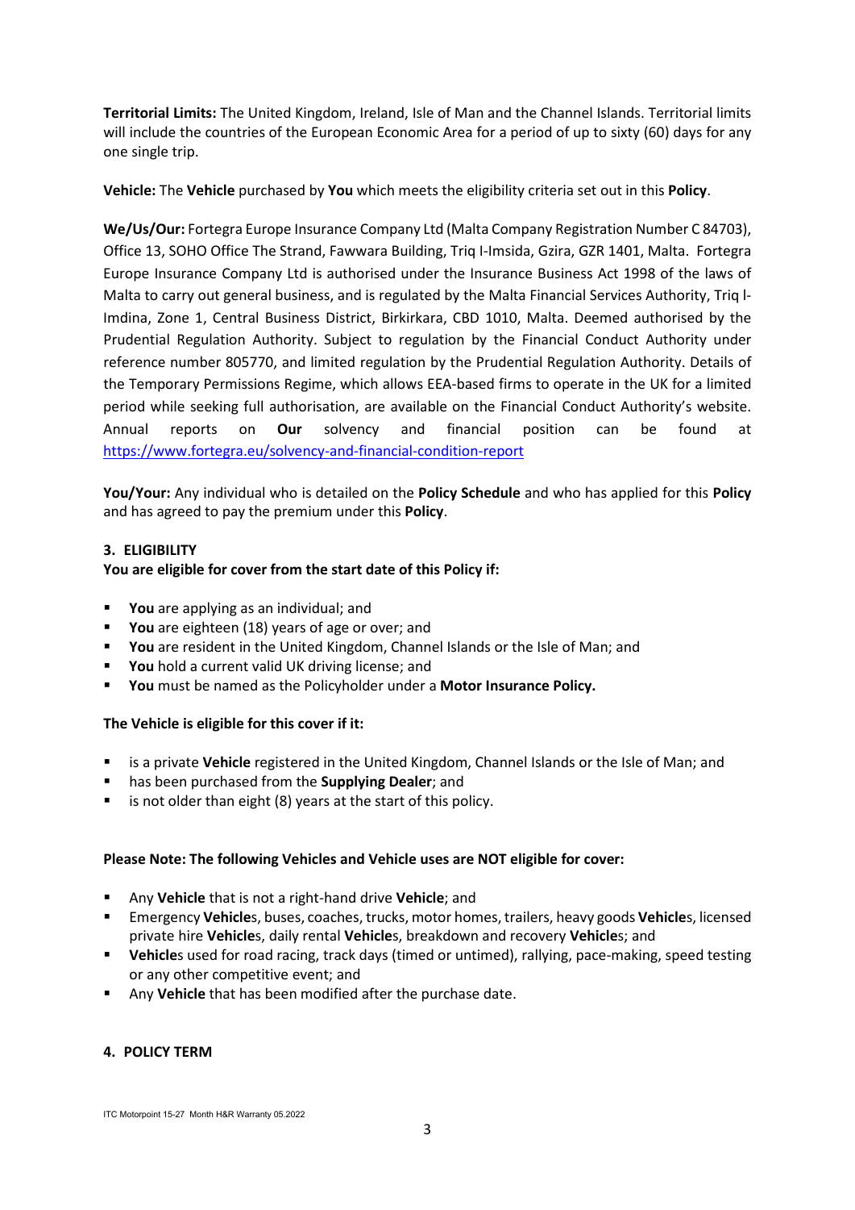**Territorial Limits:** The United Kingdom, Ireland, Isle of Man and the Channel Islands. Territorial limits will include the countries of the European Economic Area for a period of up to sixty (60) days for any one single trip.

**Vehicle:** The **Vehicle** purchased by **You** which meets the eligibility criteria set out in this **Policy**.

**We/Us/Our:** Fortegra Europe Insurance Company Ltd (Malta Company Registration Number C 84703), Office 13, SOHO Office The Strand, Fawwara Building, Triq l-Imsida, Gzira, GZR 1401, Malta. Fortegra Europe Insurance Company Ltd is authorised under the Insurance Business Act 1998 of the laws of Malta to carry out general business, and is regulated by the Malta Financial Services Authority, Triq l-Imdina, Zone 1, Central Business District, Birkirkara, CBD 1010, Malta. Deemed authorised by the Prudential Regulation Authority. Subject to regulation by the Financial Conduct Authority under reference number 805770, and limited regulation by the Prudential Regulation Authority. Details of the Temporary Permissions Regime, which allows EEA-based firms to operate in the UK for a limited period while seeking full authorisation, are available on the Financial Conduct Authority's website. Annual reports on **Our** solvency and financial position can be found at https://www.fortegra.eu/solvency-and-financial-condition-report

**You/Your:** Any individual who is detailed on the **Policy Schedule** and who has applied for this **Policy** and has agreed to pay the premium under this **Policy**.

## 3. ELIGIBILITY

**You are eligible for cover from the start date of this Policy if:**

- **You** are applying as an individual; and
- **You** are eighteen (18) years of age or over; and
- **You** are resident in the United Kingdom, Channel Islands or the Isle of Man; and
- **You** hold a current valid UK driving license; and
- **You** must be named as the Policyholder under a **Motor Insurance Policy.**

**The Vehicle is eligible for this cover if it:**

- is a private **Vehicle** registered in the United Kingdom, Channel Islands or the Isle of Man; and
- has been purchased from the **Supplying Dealer**; and
- is not older than eight (8) years at the start of this policy.

**Please Note: The following Vehicles and Vehicle uses are NOT eligible for cover:**

- Any **Vehicle** that is not a right-hand drive **Vehicle**; and
- Emergency **Vehicle**s, buses, coaches, trucks, motor homes, trailers, heavy goods **Vehicle**s, licensed private hire **Vehicle**s, daily rental **Vehicle**s, breakdown and recovery **Vehicle**s; and
- **Vehicle**s used for road racing, track days (timed or untimed), rallying, pace-making, speed testing or any other competitive event; and
- Any **Vehicle** that has been modified after the purchase date.

## 4. POLICY TERM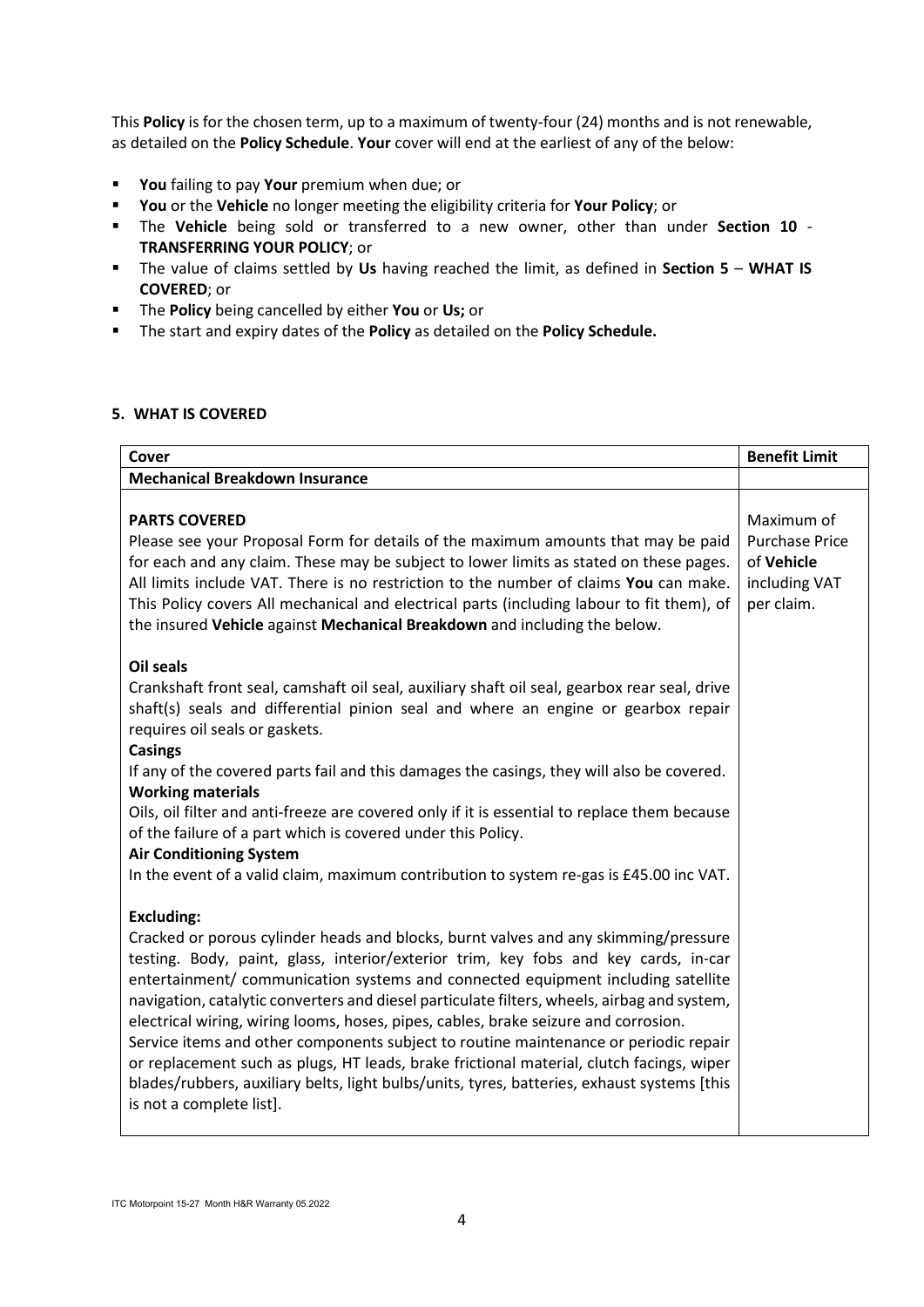This **Policy** is for the chosen term, up to a maximum of twenty-four (24) months and is not renewable, as detailed on the **Policy Schedule**. **Your** cover will end at the earliest of any of the below:

- **You** failing to pay **Your** premium when due; or
- **You** or the **Vehicle** no longer meeting the eligibility criteria for **Your Policy**; or
- The **Vehicle** being sold or transferred to a new owner, other than under **Section 10** - **TRANSFERRING YOUR POLICY**; or
- The value of claims settled by **Us** having reached the limit, as defined in **Section 5** – **WHAT IS COVERED**; or
- The **Policy** being cancelled by either **You** or **Us;** or
- The start and expiry dates of the **Policy** as detailed on the **Policy Schedule.**

## 5. WHAT IS COVERED

| Cover | Benefit Limit |
|---|---|
| **Mechanical Breakdown Insurance** | |
| **PARTS COVERED**<br>Please see your Proposal Form for details of the maximum amounts that may be paid for each and any claim. These may be subject to lower limits as stated on these pages. All limits include VAT. There is no restriction to the number of claims **You** can make. This Policy covers All mechanical and electrical parts (including labour to fit them), of the insured **Vehicle** against **Mechanical Breakdown** and including the below.<br><br>**Oil seals**<br>Crankshaft front seal, camshaft oil seal, auxiliary shaft oil seal, gearbox rear seal, drive shaft(s) seals and differential pinion seal and where an engine or gearbox repair requires oil seals or gaskets.<br>**Casings**<br>If any of the covered parts fail and this damages the casings, they will also be covered.<br>**Working materials**<br>Oils, oil filter and anti-freeze are covered only if it is essential to replace them because of the failure of a part which is covered under this Policy.<br>**Air Conditioning System**<br>In the event of a valid claim, maximum contribution to system re-gas is £45.00 inc VAT.<br><br>**Excluding:**<br>Cracked or porous cylinder heads and blocks, burnt valves and any skimming/pressure testing. Body, paint, glass, interior/exterior trim, key fobs and key cards, in-car entertainment/ communication systems and connected equipment including satellite navigation, catalytic converters and diesel particulate filters, wheels, airbag and system, electrical wiring, wiring looms, hoses, pipes, cables, brake seizure and corrosion.<br>Service items and other components subject to routine maintenance or periodic repair or replacement such as plugs, HT leads, brake frictional material, clutch facings, wiper blades/rubbers, auxiliary belts, light bulbs/units, tyres, batteries, exhaust systems [this is not a complete list]. | Maximum of Purchase Price of **Vehicle** including VAT per claim. |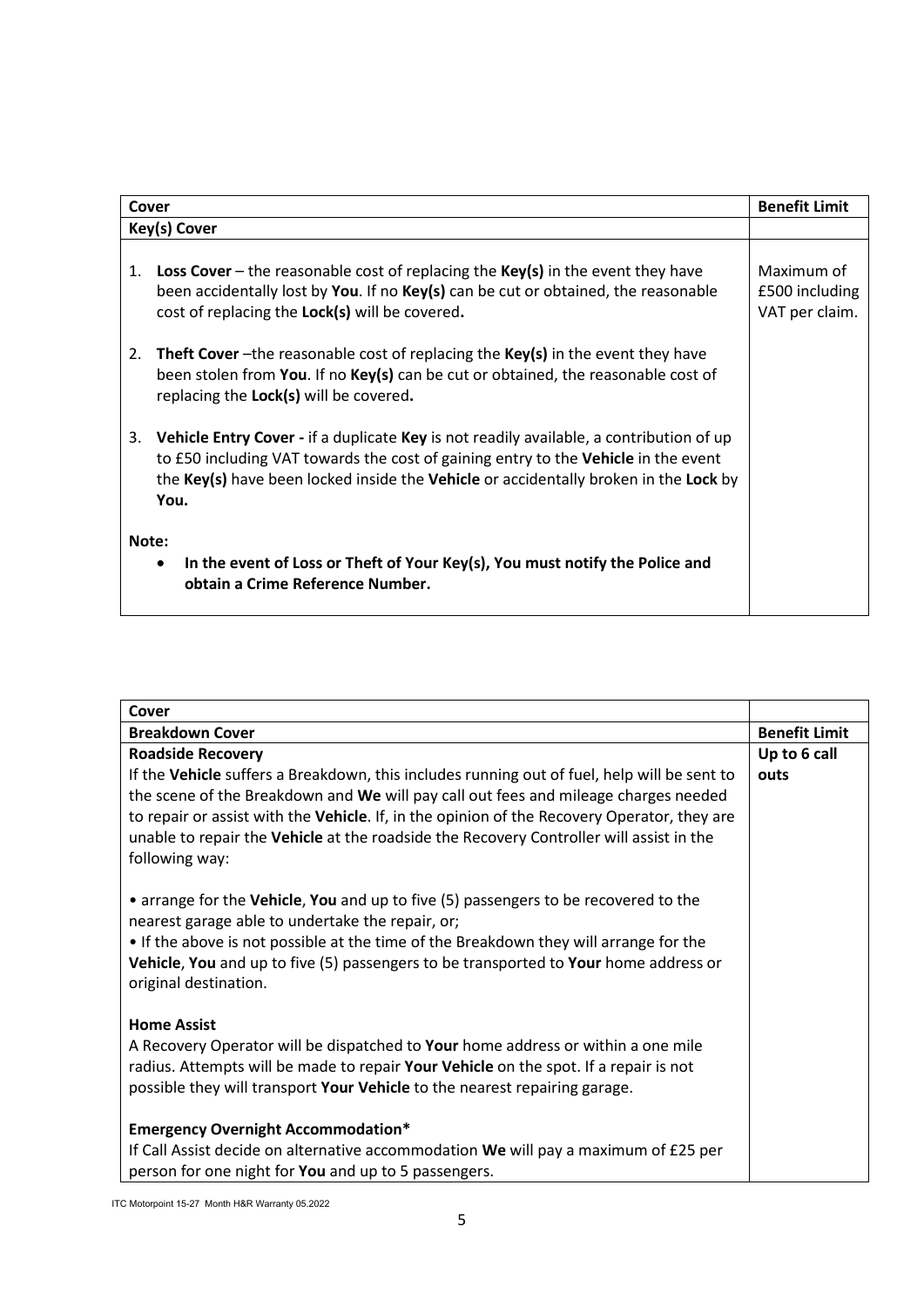| Cover | Benefit Limit |
| --- | --- |
| **Key(s) Cover** | |
| 1. **Loss Cover** – the reasonable cost of replacing the **Key(s)** in the event they have been accidentally lost by **You**. If no **Key(s)** can be cut or obtained, the reasonable cost of replacing the **Lock(s)** will be covered**.**<br><br>2. **Theft Cover** –the reasonable cost of replacing the **Key(s)** in the event they have been stolen from **You**. If no **Key(s)** can be cut or obtained, the reasonable cost of replacing the **Lock(s)** will be covered**.**<br><br>3. **Vehicle Entry Cover -** if a duplicate **Key** is not readily available, a contribution of up to £50 including VAT towards the cost of gaining entry to the **Vehicle** in the event the **Key(s)** have been locked inside the **Vehicle** or accidentally broken in the **Lock** by **You.**<br><br>**Note:**<br>• **In the event of Loss or Theft of Your Key(s), You must notify the Police and obtain a Crime Reference Number.** | Maximum of £500 including VAT per claim. |

| Cover | |
| --- | --- |
| **Breakdown Cover** | **Benefit Limit** |
| **Roadside Recovery**<br>If the **Vehicle** suffers a Breakdown, this includes running out of fuel, help will be sent to the scene of the Breakdown and **We** will pay call out fees and mileage charges needed to repair or assist with the **Vehicle**. If, in the opinion of the Recovery Operator, they are unable to repair the **Vehicle** at the roadside the Recovery Controller will assist in the following way:<br><br>• arrange for the **Vehicle**, **You** and up to five (5) passengers to be recovered to the nearest garage able to undertake the repair, or;<br>• If the above is not possible at the time of the Breakdown they will arrange for the **Vehicle**, **You** and up to five (5) passengers to be transported to **Your** home address or original destination.<br><br>**Home Assist**<br>A Recovery Operator will be dispatched to **Your** home address or within a one mile radius. Attempts will be made to repair **Your Vehicle** on the spot. If a repair is not possible they will transport **Your Vehicle** to the nearest repairing garage.<br><br>**Emergency Overnight Accommodation***<br>If Call Assist decide on alternative accommodation **We** will pay a maximum of £25 per person for one night for **You** and up to 5 passengers. | **Up to 6 call outs** |

ITC Motorpoint 15-27 Month H&R Warranty 05.2022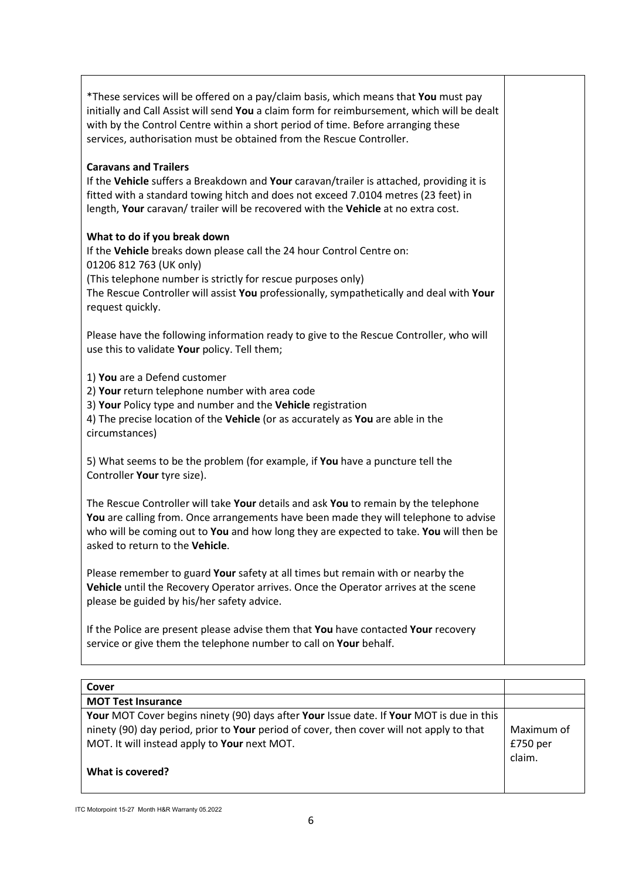*These services will be offered on a pay/claim basis, which means that **You** must pay initially and Call Assist will send **You** a claim form for reimbursement, which will be dealt with by the Control Centre within a short period of time. Before arranging these services, authorisation must be obtained from the Rescue Controller.

**Caravans and Trailers**

If the **Vehicle** suffers a Breakdown and **Your** caravan/trailer is attached, providing it is fitted with a standard towing hitch and does not exceed 7.0104 metres (23 feet) in length, **Your** caravan/ trailer will be recovered with the **Vehicle** at no extra cost.

**What to do if you break down**

If the **Vehicle** breaks down please call the 24 hour Control Centre on:
01206 812 763 (UK only)
(This telephone number is strictly for rescue purposes only)
The Rescue Controller will assist **You** professionally, sympathetically and deal with **Your** request quickly.

Please have the following information ready to give to the Rescue Controller, who will use this to validate **Your** policy. Tell them;

1) **You** are a Defend customer
2) **Your** return telephone number with area code
3) **Your** Policy type and number and the **Vehicle** registration
4) The precise location of the **Vehicle** (or as accurately as **You** are able in the circumstances)

5) What seems to be the problem (for example, if **You** have a puncture tell the Controller **Your** tyre size).

The Rescue Controller will take **Your** details and ask **You** to remain by the telephone **You** are calling from. Once arrangements have been made they will telephone to advise who will be coming out to **You** and how long they are expected to take. **You** will then be asked to return to the **Vehicle**.

Please remember to guard **Your** safety at all times but remain with or nearby the **Vehicle** until the Recovery Operator arrives. Once the Operator arrives at the scene please be guided by his/her safety advice.

If the Police are present please advise them that **You** have contacted **Your** recovery service or give them the telephone number to call on **Your** behalf.

| **Cover** | |
|---|---|
| **MOT Test Insurance** | |
| **Your** MOT Cover begins ninety (90) days after **Your** Issue date. If **Your** MOT is due in this ninety (90) day period, prior to **Your** period of cover, then cover will not apply to that MOT. It will instead apply to **Your** next MOT.<br><br>**What is covered?** | Maximum of £750 per claim. |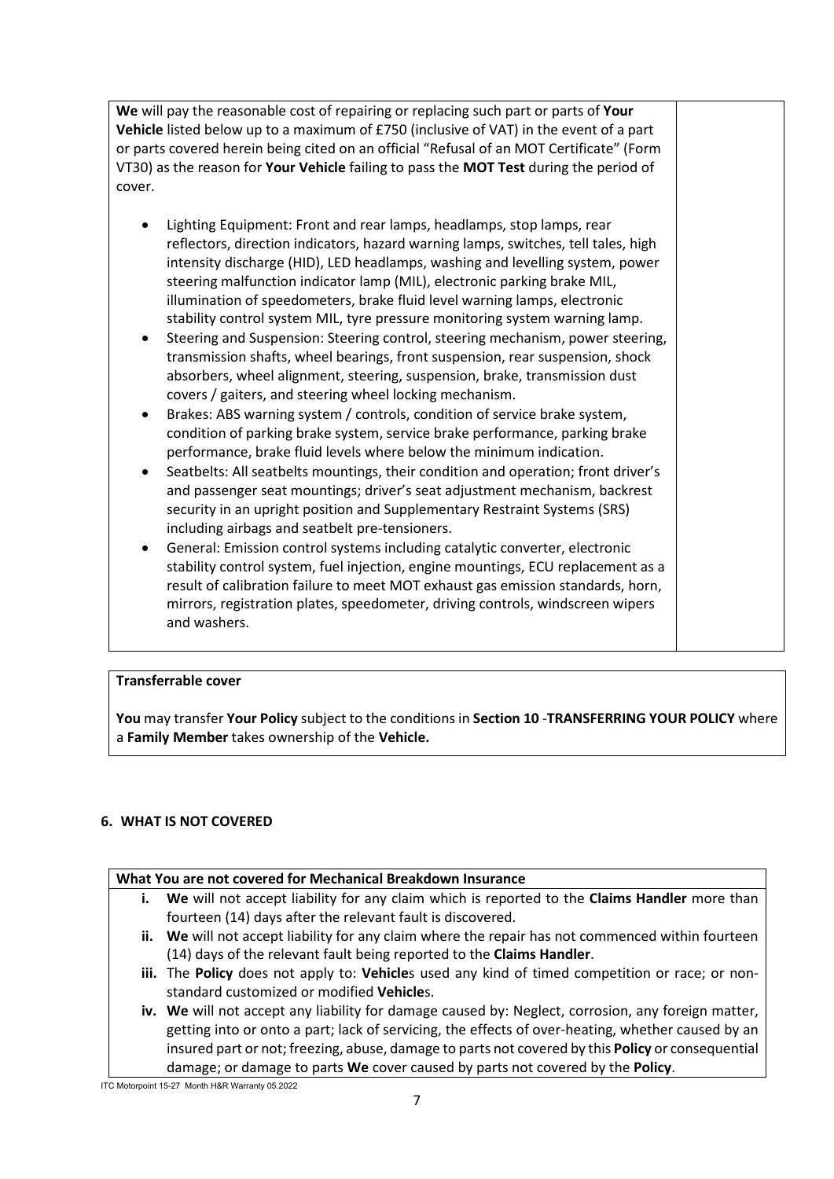**We** will pay the reasonable cost of repairing or replacing such part or parts of **Your Vehicle** listed below up to a maximum of £750 (inclusive of VAT) in the event of a part or parts covered herein being cited on an official "Refusal of an MOT Certificate" (Form VT30) as the reason for **Your Vehicle** failing to pass the **MOT Test** during the period of cover.

- Lighting Equipment: Front and rear lamps, headlamps, stop lamps, rear reflectors, direction indicators, hazard warning lamps, switches, tell tales, high intensity discharge (HID), LED headlamps, washing and levelling system, power steering malfunction indicator lamp (MIL), electronic parking brake MIL, illumination of speedometers, brake fluid level warning lamps, electronic stability control system MIL, tyre pressure monitoring system warning lamp.
- Steering and Suspension: Steering control, steering mechanism, power steering, transmission shafts, wheel bearings, front suspension, rear suspension, shock absorbers, wheel alignment, steering, suspension, brake, transmission dust covers / gaiters, and steering wheel locking mechanism.
- Brakes: ABS warning system / controls, condition of service brake system, condition of parking brake system, service brake performance, parking brake performance, brake fluid levels where below the minimum indication.
- Seatbelts: All seatbelts mountings, their condition and operation; front driver's and passenger seat mountings; driver's seat adjustment mechanism, backrest security in an upright position and Supplementary Restraint Systems (SRS) including airbags and seatbelt pre-tensioners.
- General: Emission control systems including catalytic converter, electronic stability control system, fuel injection, engine mountings, ECU replacement as a result of calibration failure to meet MOT exhaust gas emission standards, horn, mirrors, registration plates, speedometer, driving controls, windscreen wipers and washers.

**Transferrable cover**

**You** may transfer **Your Policy** subject to the conditions in **Section 10** -**TRANSFERRING YOUR POLICY** where a **Family Member** takes ownership of the **Vehicle.**

## 6. WHAT IS NOT COVERED

**What You are not covered for Mechanical Breakdown Insurance**

- **i.** **We** will not accept liability for any claim which is reported to the **Claims Handler** more than fourteen (14) days after the relevant fault is discovered.
- **ii.** **We** will not accept liability for any claim where the repair has not commenced within fourteen (14) days of the relevant fault being reported to the **Claims Handler**.
- **iii.** The **Policy** does not apply to: **Vehicle**s used any kind of timed competition or race; or non-standard customized or modified **Vehicle**s.
- **iv.** **We** will not accept any liability for damage caused by: Neglect, corrosion, any foreign matter, getting into or onto a part; lack of servicing, the effects of over-heating, whether caused by an insured part or not; freezing, abuse, damage to parts not covered by this **Policy** or consequential damage; or damage to parts **We** cover caused by parts not covered by the **Policy**.

ITC Motorpoint 15-27 Month H&R Warranty 05.2022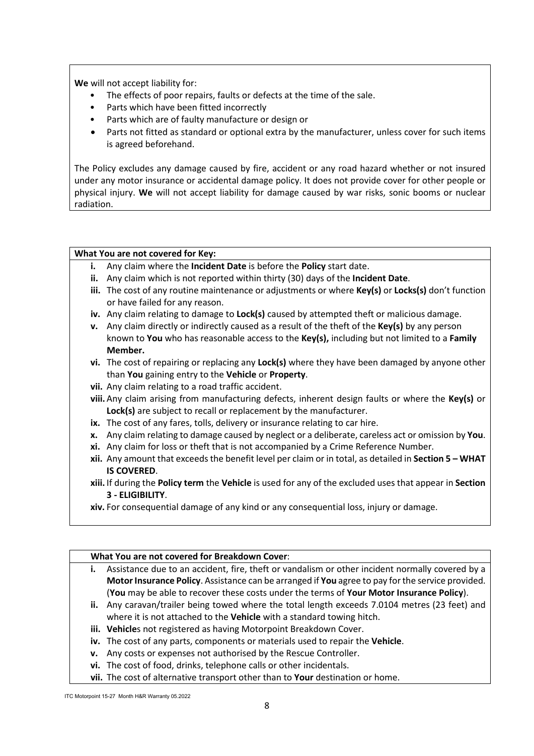**We** will not accept liability for:

- The effects of poor repairs, faults or defects at the time of the sale.
- Parts which have been fitted incorrectly
- Parts which are of faulty manufacture or design or
- Parts not fitted as standard or optional extra by the manufacturer, unless cover for such items is agreed beforehand.

The Policy excludes any damage caused by fire, accident or any road hazard whether or not insured under any motor insurance or accidental damage policy. It does not provide cover for other people or physical injury. **We** will not accept liability for damage caused by war risks, sonic booms or nuclear radiation.

**What You are not covered for Key:**

- **i.** Any claim where the **Incident Date** is before the **Policy** start date.
- **ii.** Any claim which is not reported within thirty (30) days of the **Incident Date**.
- **iii.** The cost of any routine maintenance or adjustments or where **Key(s)** or **Locks(s)** don't function or have failed for any reason.
- **iv.** Any claim relating to damage to **Lock(s)** caused by attempted theft or malicious damage.
- **v.** Any claim directly or indirectly caused as a result of the theft of the **Key(s)** by any person known to **You** who has reasonable access to the **Key(s),** including but not limited to a **Family Member.**
- **vi.** The cost of repairing or replacing any **Lock(s)** where they have been damaged by anyone other than **You** gaining entry to the **Vehicle** or **Property**.
- **vii.** Any claim relating to a road traffic accident.
- **viii.** Any claim arising from manufacturing defects, inherent design faults or where the **Key(s)** or **Lock(s)** are subject to recall or replacement by the manufacturer.
- **ix.** The cost of any fares, tolls, delivery or insurance relating to car hire.
- **x.** Any claim relating to damage caused by neglect or a deliberate, careless act or omission by **You**.
- **xi.** Any claim for loss or theft that is not accompanied by a Crime Reference Number.
- **xii.** Any amount that exceeds the benefit level per claim or in total, as detailed in **Section 5 – WHAT IS COVERED**.
- **xiii.** If during the **Policy term** the **Vehicle** is used for any of the excluded uses that appear in **Section 3 - ELIGIBILITY**.
- **xiv.** For consequential damage of any kind or any consequential loss, injury or damage.

**What You are not covered for Breakdown Cover**:

- **i.** Assistance due to an accident, fire, theft or vandalism or other incident normally covered by a **Motor Insurance Policy**. Assistance can be arranged if **You** agree to pay for the service provided. (**You** may be able to recover these costs under the terms of **Your Motor Insurance Policy**).
- **ii.** Any caravan/trailer being towed where the total length exceeds 7.0104 metres (23 feet) and where it is not attached to the **Vehicle** with a standard towing hitch.
- **iii.** **Vehicle**s not registered as having Motorpoint Breakdown Cover.
- **iv.** The cost of any parts, components or materials used to repair the **Vehicle**.
- **v.** Any costs or expenses not authorised by the Rescue Controller.
- **vi.** The cost of food, drinks, telephone calls or other incidentals.
- **vii.** The cost of alternative transport other than to **Your** destination or home.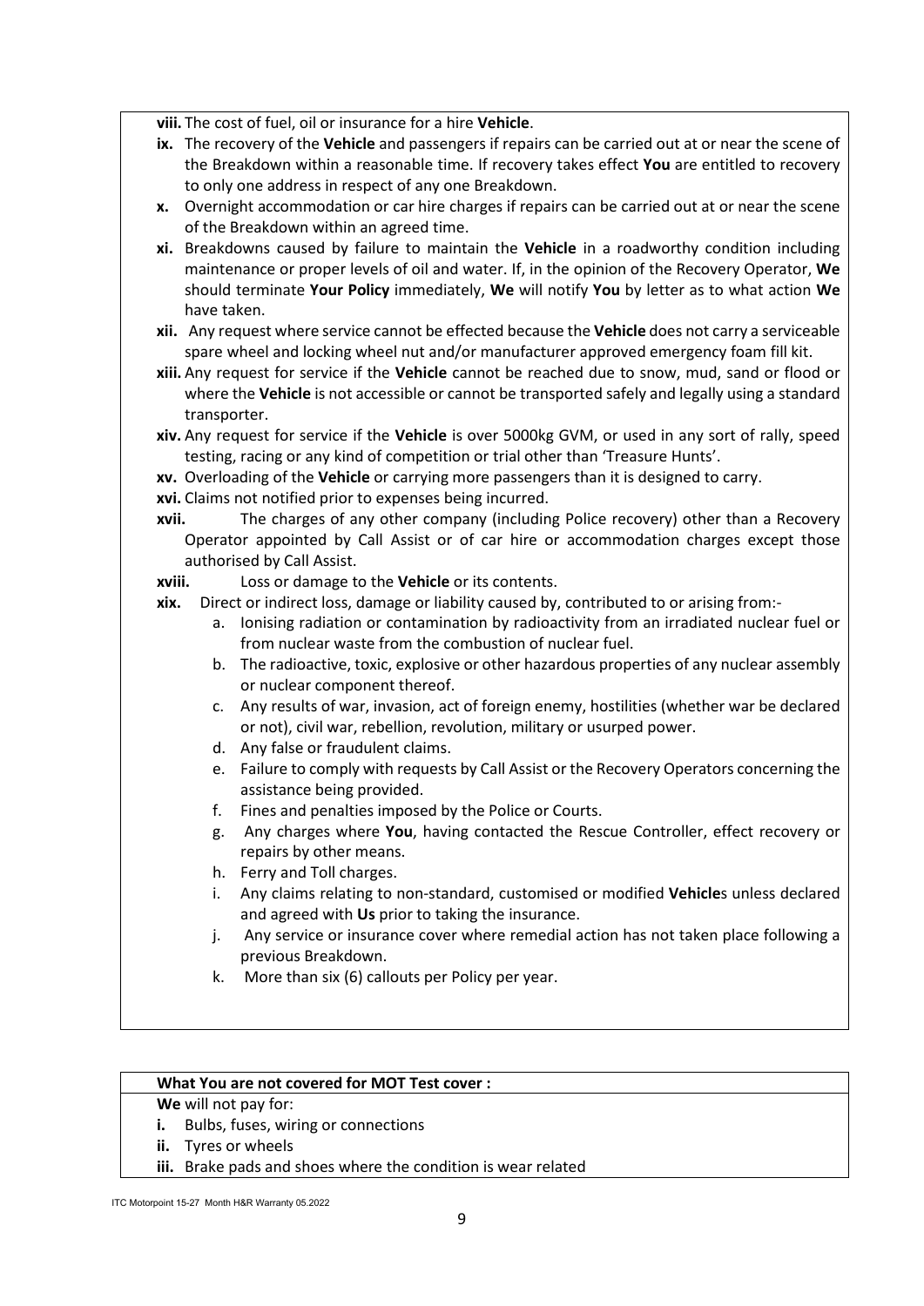**viii.** The cost of fuel, oil or insurance for a hire **Vehicle**.

**ix.** The recovery of the **Vehicle** and passengers if repairs can be carried out at or near the scene of the Breakdown within a reasonable time. If recovery takes effect **You** are entitled to recovery to only one address in respect of any one Breakdown.

**x.** Overnight accommodation or car hire charges if repairs can be carried out at or near the scene of the Breakdown within an agreed time.

**xi.** Breakdowns caused by failure to maintain the **Vehicle** in a roadworthy condition including maintenance or proper levels of oil and water. If, in the opinion of the Recovery Operator, **We** should terminate **Your Policy** immediately, **We** will notify **You** by letter as to what action **We** have taken.

**xii.** Any request where service cannot be effected because the **Vehicle** does not carry a serviceable spare wheel and locking wheel nut and/or manufacturer approved emergency foam fill kit.

**xiii.** Any request for service if the **Vehicle** cannot be reached due to snow, mud, sand or flood or where the **Vehicle** is not accessible or cannot be transported safely and legally using a standard transporter.

**xiv.** Any request for service if the **Vehicle** is over 5000kg GVM, or used in any sort of rally, speed testing, racing or any kind of competition or trial other than 'Treasure Hunts'.

**xv.** Overloading of the **Vehicle** or carrying more passengers than it is designed to carry.

**xvi.** Claims not notified prior to expenses being incurred.

**xvii.** The charges of any other company (including Police recovery) other than a Recovery Operator appointed by Call Assist or of car hire or accommodation charges except those authorised by Call Assist.

**xviii.** Loss or damage to the **Vehicle** or its contents.

**xix.** Direct or indirect loss, damage or liability caused by, contributed to or arising from:-

a. Ionising radiation or contamination by radioactivity from an irradiated nuclear fuel or from nuclear waste from the combustion of nuclear fuel.

b. The radioactive, toxic, explosive or other hazardous properties of any nuclear assembly or nuclear component thereof.

c. Any results of war, invasion, act of foreign enemy, hostilities (whether war be declared or not), civil war, rebellion, revolution, military or usurped power.

d. Any false or fraudulent claims.

e. Failure to comply with requests by Call Assist or the Recovery Operators concerning the assistance being provided.

f. Fines and penalties imposed by the Police or Courts.

g. Any charges where **You**, having contacted the Rescue Controller, effect recovery or repairs by other means.

h. Ferry and Toll charges.

i. Any claims relating to non-standard, customised or modified **Vehicle**s unless declared and agreed with **Us** prior to taking the insurance.

j. Any service or insurance cover where remedial action has not taken place following a previous Breakdown.

k. More than six (6) callouts per Policy per year.

**What You are not covered for MOT Test cover :**

**We** will not pay for:

**i.** Bulbs, fuses, wiring or connections

**ii.** Tyres or wheels

**iii.** Brake pads and shoes where the condition is wear related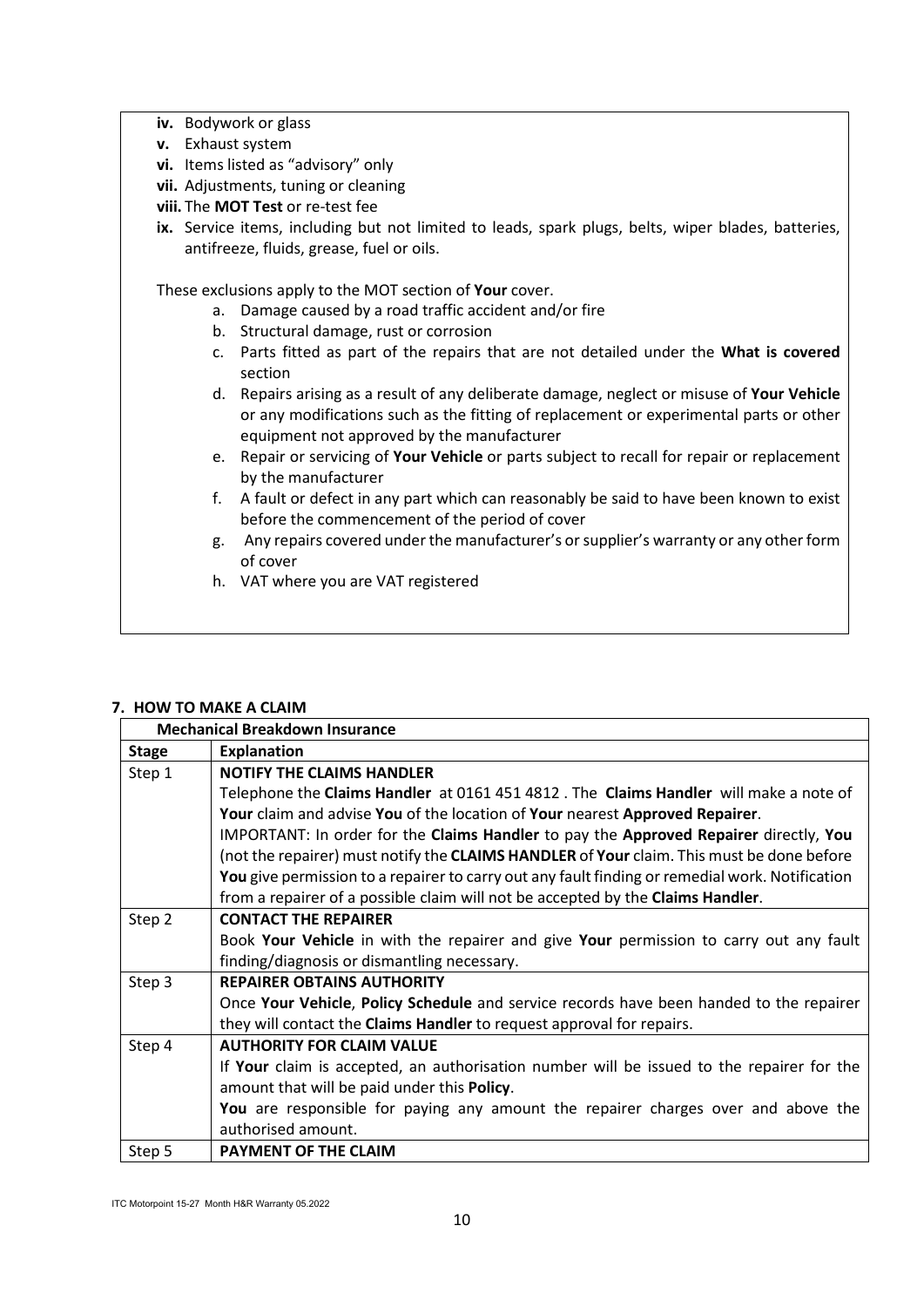- **iv.** Bodywork or glass
- **v.** Exhaust system
- **vi.** Items listed as "advisory" only
- **vii.** Adjustments, tuning or cleaning
- **viii.** The **MOT Test** or re-test fee
- **ix.** Service items, including but not limited to leads, spark plugs, belts, wiper blades, batteries, antifreeze, fluids, grease, fuel or oils.

These exclusions apply to the MOT section of **Your** cover.

a. Damage caused by a road traffic accident and/or fire
b. Structural damage, rust or corrosion
c. Parts fitted as part of the repairs that are not detailed under the **What is covered** section
d. Repairs arising as a result of any deliberate damage, neglect or misuse of **Your Vehicle** or any modifications such as the fitting of replacement or experimental parts or other equipment not approved by the manufacturer
e. Repair or servicing of **Your Vehicle** or parts subject to recall for repair or replacement by the manufacturer
f. A fault or defect in any part which can reasonably be said to have been known to exist before the commencement of the period of cover
g. Any repairs covered under the manufacturer's or supplier's warranty or any other form of cover
h. VAT where you are VAT registered

## 7. HOW TO MAKE A CLAIM

| **Mechanical Breakdown Insurance** | |
|---|---|
| **Stage** | **Explanation** |
| Step 1 | **NOTIFY THE CLAIMS HANDLER**<br>Telephone the **Claims Handler** at 0161 451 4812 . The **Claims Handler** will make a note of **Your** claim and advise **You** of the location of **Your** nearest **Approved Repairer**.<br>IMPORTANT: In order for the **Claims Handler** to pay the **Approved Repairer** directly, **You** (not the repairer) must notify the **CLAIMS HANDLER** of **Your** claim. This must be done before **You** give permission to a repairer to carry out any fault finding or remedial work. Notification from a repairer of a possible claim will not be accepted by the **Claims Handler**. |
| Step 2 | **CONTACT THE REPAIRER**<br>Book **Your Vehicle** in with the repairer and give **Your** permission to carry out any fault finding/diagnosis or dismantling necessary. |
| Step 3 | **REPAIRER OBTAINS AUTHORITY**<br>Once **Your Vehicle**, **Policy Schedule** and service records have been handed to the repairer they will contact the **Claims Handler** to request approval for repairs. |
| Step 4 | **AUTHORITY FOR CLAIM VALUE**<br>If **Your** claim is accepted, an authorisation number will be issued to the repairer for the amount that will be paid under this **Policy**.<br>**You** are responsible for paying any amount the repairer charges over and above the authorised amount. |
| Step 5 | **PAYMENT OF THE CLAIM** |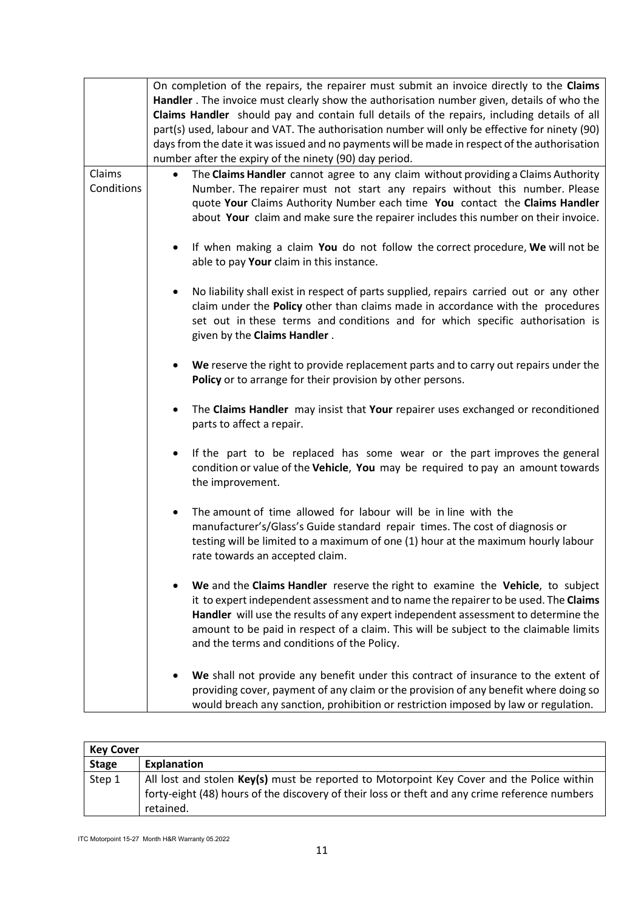|  |  |
|---|---|
|  | On completion of the repairs, the repairer must submit an invoice directly to the **Claims Handler** . The invoice must clearly show the authorisation number given, details of who the **Claims Handler** should pay and contain full details of the repairs, including details of all part(s) used, labour and VAT. The authorisation number will only be effective for ninety (90) days from the date it was issued and no payments will be made in respect of the authorisation number after the expiry of the ninety (90) day period. |
| Claims Conditions | • The **Claims Handler** cannot agree to any claim without providing a Claims Authority Number. The repairer must not start any repairs without this number. Please quote **Your** Claims Authority Number each time **You** contact the **Claims Handler** about **Your** claim and make sure the repairer includes this number on their invoice.<br><br>• If when making a claim **You** do not follow the correct procedure, **We** will not be able to pay **Your** claim in this instance.<br><br>• No liability shall exist in respect of parts supplied, repairs carried out or any other claim under the **Policy** other than claims made in accordance with the procedures set out in these terms and conditions and for which specific authorisation is given by the **Claims Handler** .<br><br>• **We** reserve the right to provide replacement parts and to carry out repairs under the **Policy** or to arrange for their provision by other persons.<br><br>• The **Claims Handler** may insist that **Your** repairer uses exchanged or reconditioned parts to affect a repair.<br><br>• If the part to be replaced has some wear or the part improves the general condition or value of the **Vehicle**, **You** may be required to pay an amount towards the improvement.<br><br>• The amount of time allowed for labour will be in line with the manufacturer's/Glass's Guide standard repair times. The cost of diagnosis or testing will be limited to a maximum of one (1) hour at the maximum hourly labour rate towards an accepted claim.<br><br>• **We** and the **Claims Handler** reserve the right to examine the **Vehicle**, to subject it to expert independent assessment and to name the repairer to be used. The **Claims Handler** will use the results of any expert independent assessment to determine the amount to be paid in respect of a claim. This will be subject to the claimable limits and the terms and conditions of the Policy.<br><br>• **We** shall not provide any benefit under this contract of insurance to the extent of providing cover, payment of any claim or the provision of any benefit where doing so would breach any sanction, prohibition or restriction imposed by law or regulation. |

| **Key Cover** |  |
|---|---|
| **Stage** | **Explanation** |
| Step 1 | All lost and stolen **Key(s)** must be reported to Motorpoint Key Cover and the Police within forty-eight (48) hours of the discovery of their loss or theft and any crime reference numbers retained. |

ITC Motorpoint 15-27 Month H&R Warranty 05.2022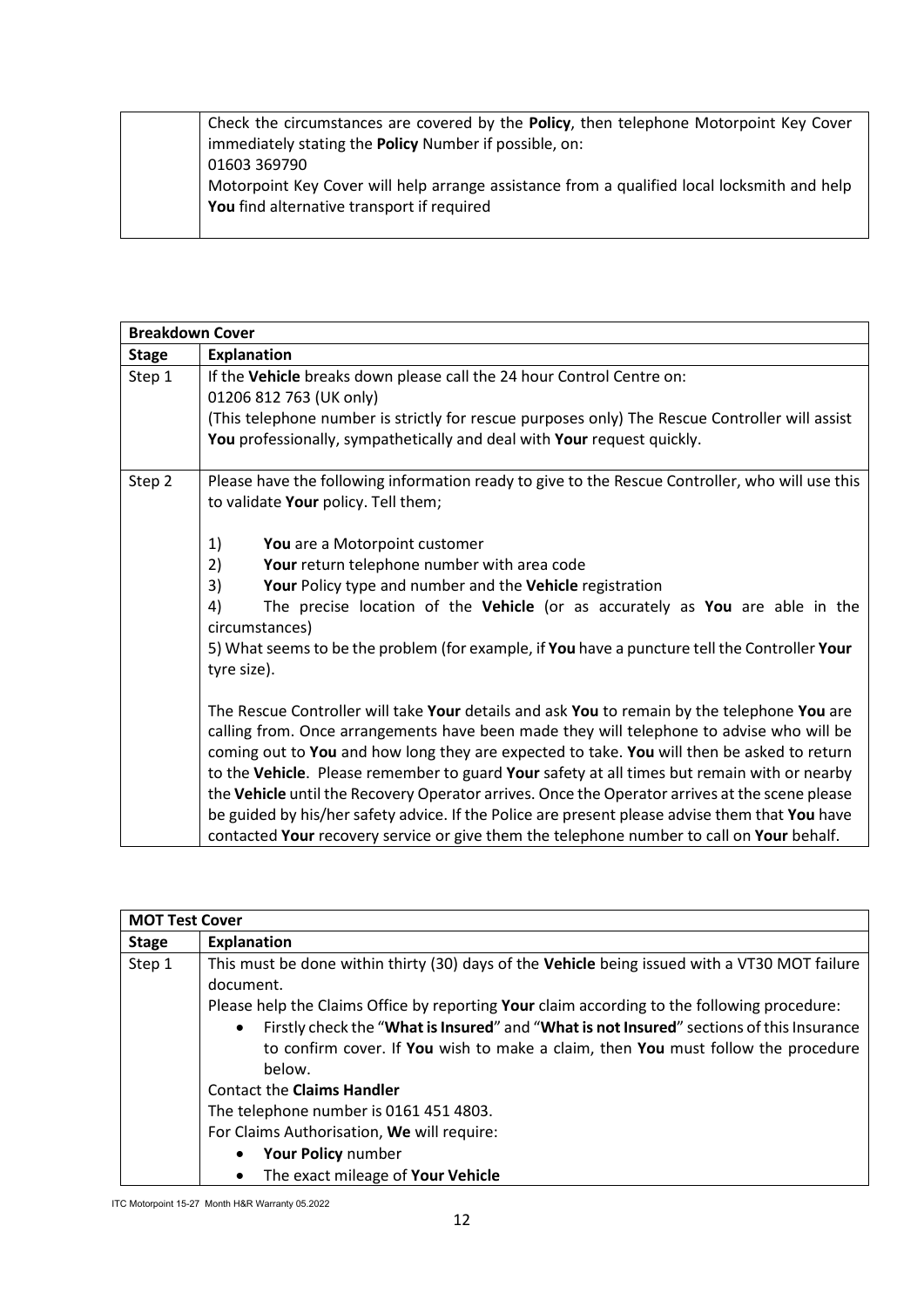| | |
|---|---|
| | Check the circumstances are covered by the **Policy**, then telephone Motorpoint Key Cover immediately stating the **Policy** Number if possible, on:<br>01603 369790<br>Motorpoint Key Cover will help arrange assistance from a qualified local locksmith and help **You** find alternative transport if required |

| **Breakdown Cover** | |
|---|---|
| **Stage** | **Explanation** |
| Step 1 | If the **Vehicle** breaks down please call the 24 hour Control Centre on:<br>01206 812 763 (UK only)<br>(This telephone number is strictly for rescue purposes only) The Rescue Controller will assist **You** professionally, sympathetically and deal with **Your** request quickly. |
| Step 2 | Please have the following information ready to give to the Rescue Controller, who will use this to validate **Your** policy. Tell them;<br><br>1) **You** are a Motorpoint customer<br>2) **Your** return telephone number with area code<br>3) **Your** Policy type and number and the **Vehicle** registration<br>4) The precise location of the **Vehicle** (or as accurately as **You** are able in the circumstances)<br>5) What seems to be the problem (for example, if **You** have a puncture tell the Controller **Your** tyre size).<br><br>The Rescue Controller will take **Your** details and ask **You** to remain by the telephone **You** are calling from. Once arrangements have been made they will telephone to advise who will be coming out to **You** and how long they are expected to take. **You** will then be asked to return to the **Vehicle**. Please remember to guard **Your** safety at all times but remain with or nearby the **Vehicle** until the Recovery Operator arrives. Once the Operator arrives at the scene please be guided by his/her safety advice. If the Police are present please advise them that **You** have contacted **Your** recovery service or give them the telephone number to call on **Your** behalf. |

| **MOT Test Cover** | |
|---|---|
| **Stage** | **Explanation** |
| Step 1 | This must be done within thirty (30) days of the **Vehicle** being issued with a VT30 MOT failure document.<br>Please help the Claims Office by reporting **Your** claim according to the following procedure:<br>• Firstly check the "**What is Insured**" and "**What is not Insured**" sections of this Insurance to confirm cover. If **You** wish to make a claim, then **You** must follow the procedure below.<br>Contact the **Claims Handler**<br>The telephone number is 0161 451 4803.<br>For Claims Authorisation, **We** will require:<br>• **Your Policy** number<br>• The exact mileage of **Your Vehicle** |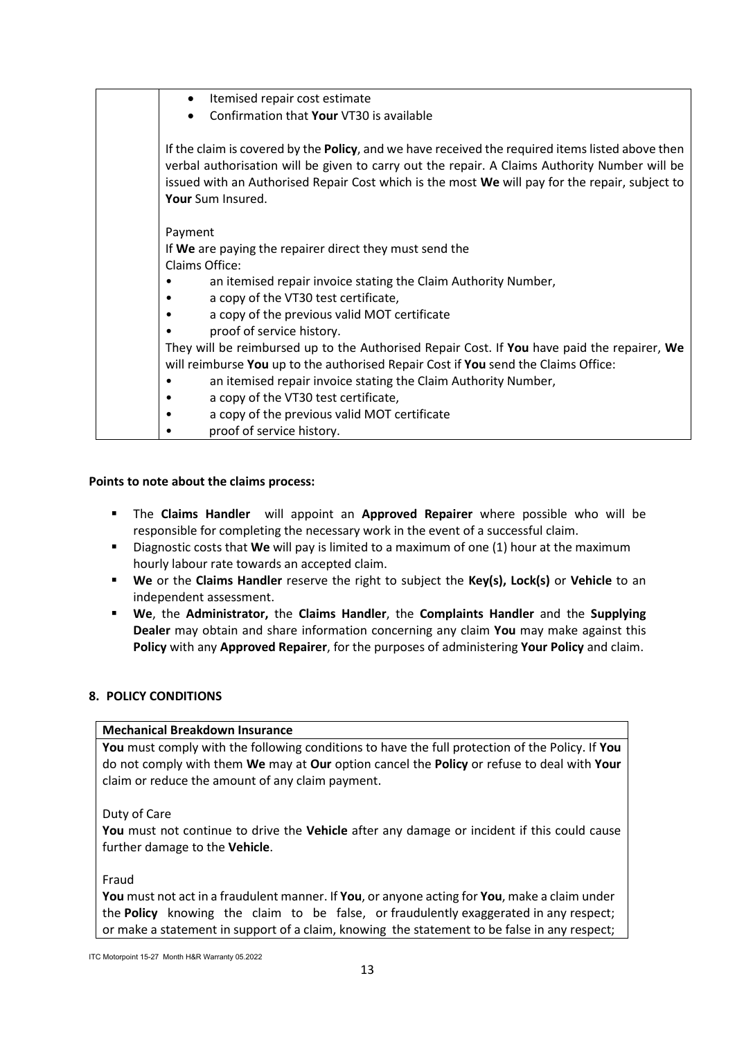| | • Itemised repair cost estimate<br>• Confirmation that **Your** VT30 is available<br><br>If the claim is covered by the **Policy**, and we have received the required items listed above then verbal authorisation will be given to carry out the repair. A Claims Authority Number will be issued with an Authorised Repair Cost which is the most **We** will pay for the repair, subject to **Your** Sum Insured.<br><br>Payment<br>If **We** are paying the repairer direct they must send the Claims Office:<br>• an itemised repair invoice stating the Claim Authority Number,<br>• a copy of the VT30 test certificate,<br>• a copy of the previous valid MOT certificate<br>• proof of service history.<br>They will be reimbursed up to the Authorised Repair Cost. If **You** have paid the repairer, **We** will reimburse **You** up to the authorised Repair Cost if **You** send the Claims Office:<br>• an itemised repair invoice stating the Claim Authority Number,<br>• a copy of the VT30 test certificate,<br>• a copy of the previous valid MOT certificate<br>• proof of service history. |
|---|---|

**Points to note about the claims process:**

- The **Claims Handler** will appoint an **Approved Repairer** where possible who will be responsible for completing the necessary work in the event of a successful claim.
- Diagnostic costs that **We** will pay is limited to a maximum of one (1) hour at the maximum hourly labour rate towards an accepted claim.
- **We** or the **Claims Handler** reserve the right to subject the **Key(s), Lock(s)** or **Vehicle** to an independent assessment.
- **We**, the **Administrator,** the **Claims Handler**, the **Complaints Handler** and the **Supplying Dealer** may obtain and share information concerning any claim **You** may make against this **Policy** with any **Approved Repairer**, for the purposes of administering **Your Policy** and claim.

## 8. POLICY CONDITIONS

**Mechanical Breakdown Insurance**

**You** must comply with the following conditions to have the full protection of the Policy. If **You** do not comply with them **We** may at **Our** option cancel the **Policy** or refuse to deal with **Your** claim or reduce the amount of any claim payment.

Duty of Care

**You** must not continue to drive the **Vehicle** after any damage or incident if this could cause further damage to the **Vehicle**.

Fraud

**You** must not act in a fraudulent manner. If **You**, or anyone acting for **You**, make a claim under the **Policy** knowing the claim to be false, or fraudulently exaggerated in any respect; or make a statement in support of a claim, knowing the statement to be false in any respect;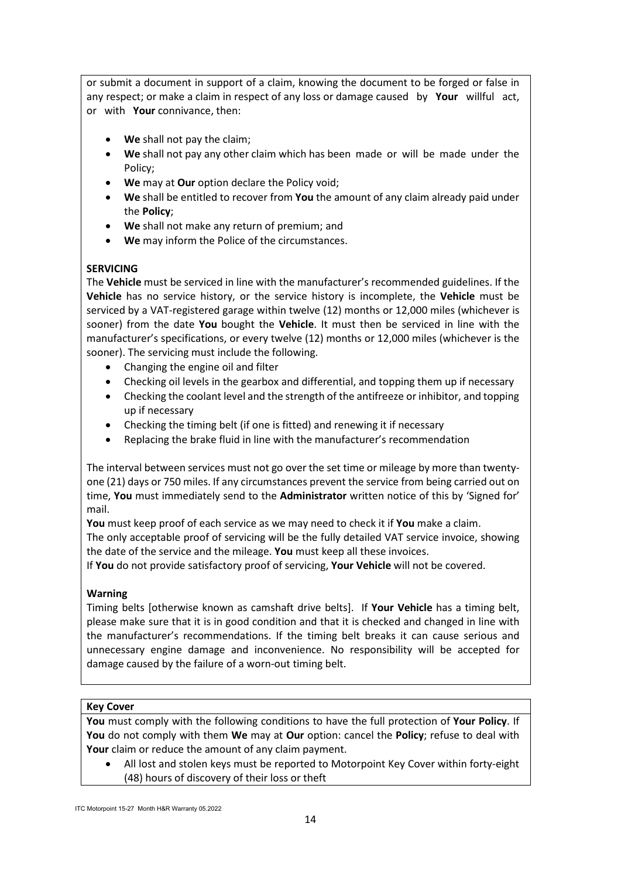or submit a document in support of a claim, knowing the document to be forged or false in any respect; or make a claim in respect of any loss or damage caused by **Your** willful act, or with **Your** connivance, then:

- **We** shall not pay the claim;
- **We** shall not pay any other claim which has been made or will be made under the Policy;
- **We** may at **Our** option declare the Policy void;
- **We** shall be entitled to recover from **You** the amount of any claim already paid under the **Policy**;
- **We** shall not make any return of premium; and
- **We** may inform the Police of the circumstances.

**SERVICING**

The **Vehicle** must be serviced in line with the manufacturer's recommended guidelines. If the **Vehicle** has no service history, or the service history is incomplete, the **Vehicle** must be serviced by a VAT-registered garage within twelve (12) months or 12,000 miles (whichever is sooner) from the date **You** bought the **Vehicle**. It must then be serviced in line with the manufacturer's specifications, or every twelve (12) months or 12,000 miles (whichever is the sooner). The servicing must include the following.

- Changing the engine oil and filter
- Checking oil levels in the gearbox and differential, and topping them up if necessary
- Checking the coolant level and the strength of the antifreeze or inhibitor, and topping up if necessary
- Checking the timing belt (if one is fitted) and renewing it if necessary
- Replacing the brake fluid in line with the manufacturer's recommendation

The interval between services must not go over the set time or mileage by more than twenty-one (21) days or 750 miles. If any circumstances prevent the service from being carried out on time, **You** must immediately send to the **Administrator** written notice of this by 'Signed for' mail.

**You** must keep proof of each service as we may need to check it if **You** make a claim.

The only acceptable proof of servicing will be the fully detailed VAT service invoice, showing the date of the service and the mileage. **You** must keep all these invoices.

If **You** do not provide satisfactory proof of servicing, **Your Vehicle** will not be covered.

**Warning**

Timing belts [otherwise known as camshaft drive belts]. If **Your Vehicle** has a timing belt, please make sure that it is in good condition and that it is checked and changed in line with the manufacturer's recommendations. If the timing belt breaks it can cause serious and unnecessary engine damage and inconvenience. No responsibility will be accepted for damage caused by the failure of a worn-out timing belt.

**Key Cover**

**You** must comply with the following conditions to have the full protection of **Your Policy**. If **You** do not comply with them **We** may at **Our** option: cancel the **Policy**; refuse to deal with **Your** claim or reduce the amount of any claim payment.

- All lost and stolen keys must be reported to Motorpoint Key Cover within forty-eight (48) hours of discovery of their loss or theft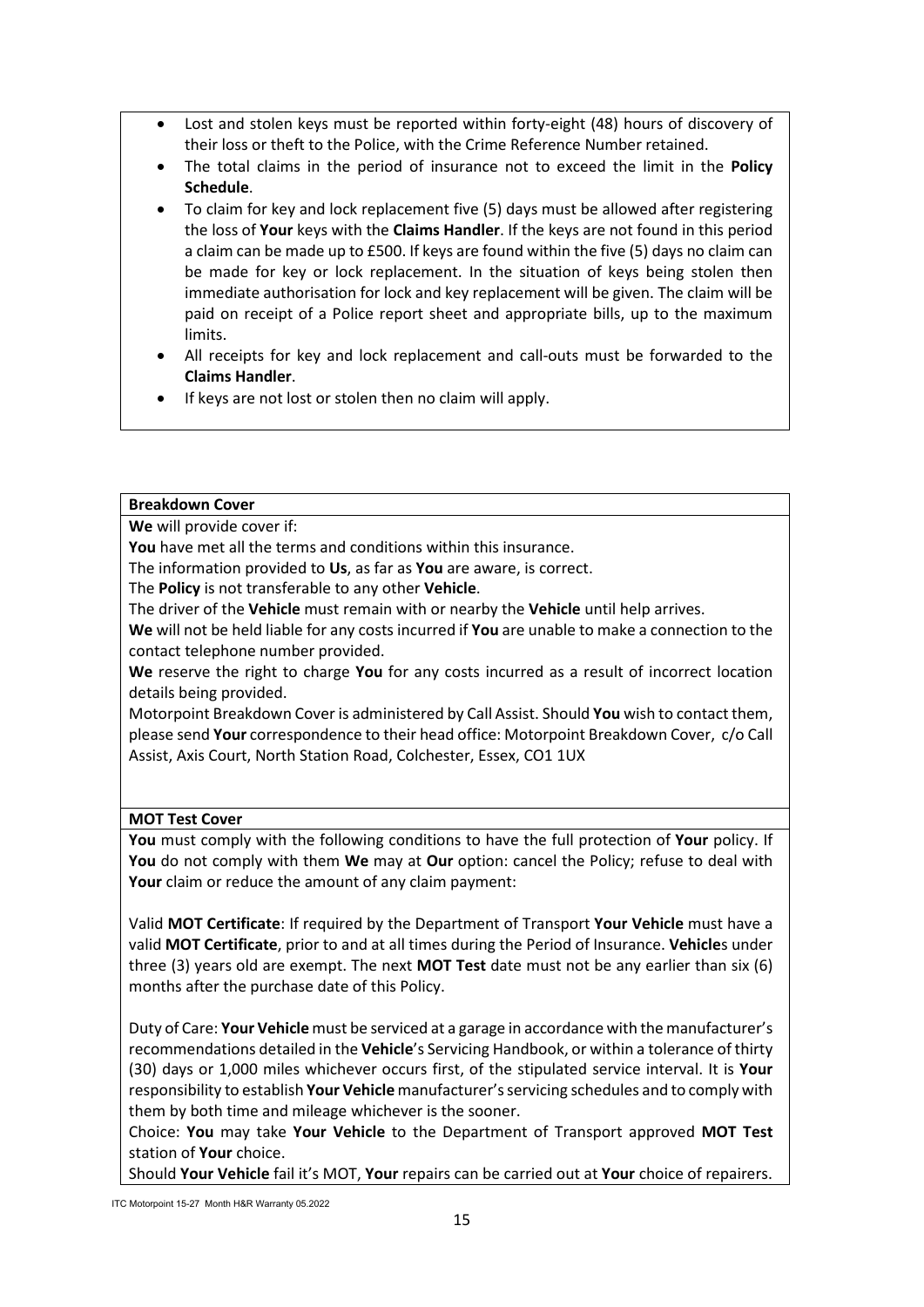- Lost and stolen keys must be reported within forty-eight (48) hours of discovery of their loss or theft to the Police, with the Crime Reference Number retained.
- The total claims in the period of insurance not to exceed the limit in the **Policy Schedule**.
- To claim for key and lock replacement five (5) days must be allowed after registering the loss of **Your** keys with the **Claims Handler**. If the keys are not found in this period a claim can be made up to £500. If keys are found within the five (5) days no claim can be made for key or lock replacement. In the situation of keys being stolen then immediate authorisation for lock and key replacement will be given. The claim will be paid on receipt of a Police report sheet and appropriate bills, up to the maximum limits.
- All receipts for key and lock replacement and call-outs must be forwarded to the **Claims Handler**.
- If keys are not lost or stolen then no claim will apply.

**Breakdown Cover**

**We** will provide cover if:

**You** have met all the terms and conditions within this insurance.

The information provided to **Us**, as far as **You** are aware, is correct.

The **Policy** is not transferable to any other **Vehicle**.

The driver of the **Vehicle** must remain with or nearby the **Vehicle** until help arrives.

**We** will not be held liable for any costs incurred if **You** are unable to make a connection to the contact telephone number provided.

**We** reserve the right to charge **You** for any costs incurred as a result of incorrect location details being provided.

Motorpoint Breakdown Cover is administered by Call Assist. Should **You** wish to contact them, please send **Your** correspondence to their head office: Motorpoint Breakdown Cover, c/o Call Assist, Axis Court, North Station Road, Colchester, Essex, CO1 1UX

**MOT Test Cover**

**You** must comply with the following conditions to have the full protection of **Your** policy. If **You** do not comply with them **We** may at **Our** option: cancel the Policy; refuse to deal with **Your** claim or reduce the amount of any claim payment:

Valid **MOT Certificate**: If required by the Department of Transport **Your Vehicle** must have a valid **MOT Certificate**, prior to and at all times during the Period of Insurance. **Vehicle**s under three (3) years old are exempt. The next **MOT Test** date must not be any earlier than six (6) months after the purchase date of this Policy.

Duty of Care: **Your Vehicle** must be serviced at a garage in accordance with the manufacturer's recommendations detailed in the **Vehicle**'s Servicing Handbook, or within a tolerance of thirty (30) days or 1,000 miles whichever occurs first, of the stipulated service interval. It is **Your** responsibility to establish **Your Vehicle** manufacturer's servicing schedules and to comply with them by both time and mileage whichever is the sooner.

Choice: **You** may take **Your Vehicle** to the Department of Transport approved **MOT Test** station of **Your** choice.

Should **Your Vehicle** fail it's MOT, **Your** repairs can be carried out at **Your** choice of repairers.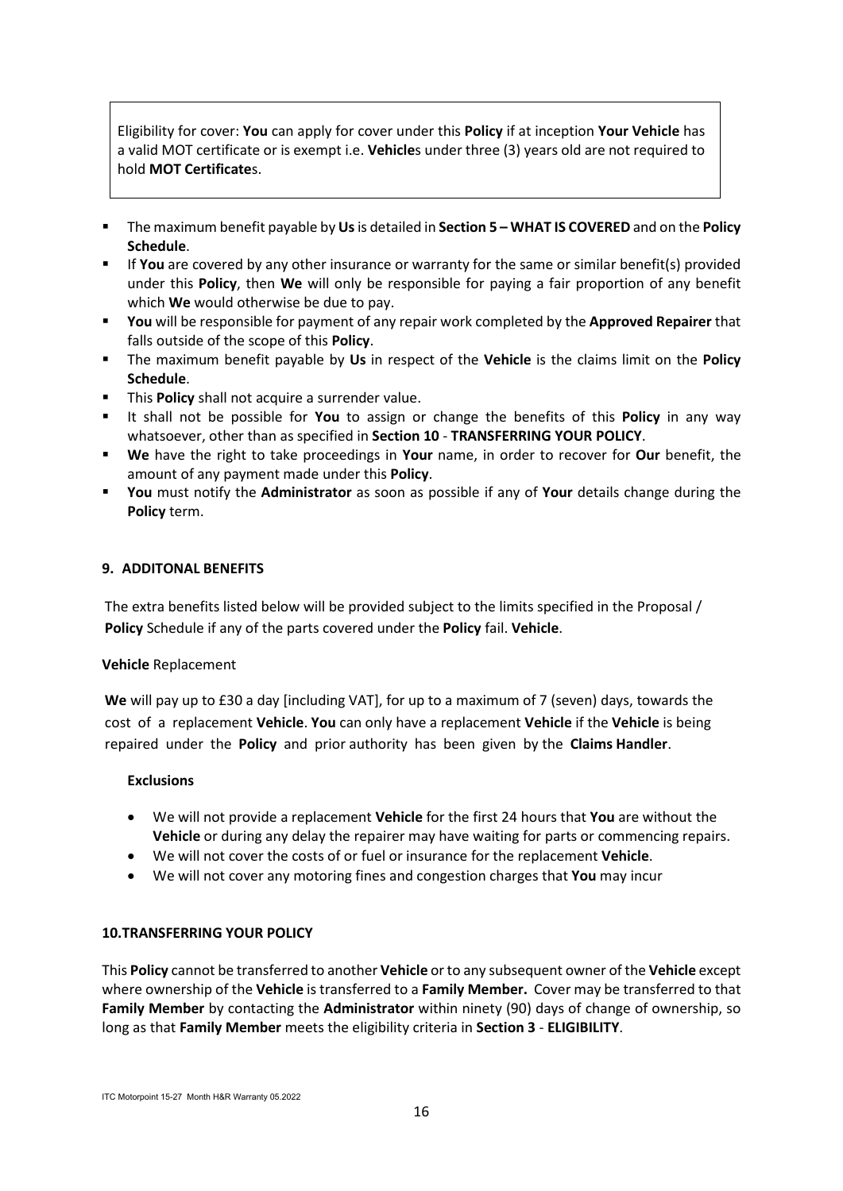Eligibility for cover: **You** can apply for cover under this **Policy** if at inception **Your Vehicle** has a valid MOT certificate or is exempt i.e. **Vehicle**s under three (3) years old are not required to hold **MOT Certificate**s.

- The maximum benefit payable by **Us** is detailed in **Section 5 – WHAT IS COVERED** and on the **Policy Schedule**.
- If **You** are covered by any other insurance or warranty for the same or similar benefit(s) provided under this **Policy**, then **We** will only be responsible for paying a fair proportion of any benefit which **We** would otherwise be due to pay.
- **You** will be responsible for payment of any repair work completed by the **Approved Repairer** that falls outside of the scope of this **Policy**.
- The maximum benefit payable by **Us** in respect of the **Vehicle** is the claims limit on the **Policy Schedule**.
- This **Policy** shall not acquire a surrender value.
- It shall not be possible for **You** to assign or change the benefits of this **Policy** in any way whatsoever, other than as specified in **Section 10** - **TRANSFERRING YOUR POLICY**.
- **We** have the right to take proceedings in **Your** name, in order to recover for **Our** benefit, the amount of any payment made under this **Policy**.
- **You** must notify the **Administrator** as soon as possible if any of **Your** details change during the **Policy** term.

## 9. ADDITONAL BENEFITS

The extra benefits listed below will be provided subject to the limits specified in the Proposal / **Policy** Schedule if any of the parts covered under the **Policy** fail. **Vehicle**.

**Vehicle** Replacement

**We** will pay up to £30 a day [including VAT], for up to a maximum of 7 (seven) days, towards the cost of a replacement **Vehicle**. **You** can only have a replacement **Vehicle** if the **Vehicle** is being repaired under the **Policy** and prior authority has been given by the **Claims Handler**.

**Exclusions**

- We will not provide a replacement **Vehicle** for the first 24 hours that **You** are without the **Vehicle** or during any delay the repairer may have waiting for parts or commencing repairs.
- We will not cover the costs of or fuel or insurance for the replacement **Vehicle**.
- We will not cover any motoring fines and congestion charges that **You** may incur

## 10.TRANSFERRING YOUR POLICY

This **Policy** cannot be transferred to another **Vehicle** or to any subsequent owner of the **Vehicle** except where ownership of the **Vehicle** is transferred to a **Family Member.** Cover may be transferred to that **Family Member** by contacting the **Administrator** within ninety (90) days of change of ownership, so long as that **Family Member** meets the eligibility criteria in **Section 3** - **ELIGIBILITY**.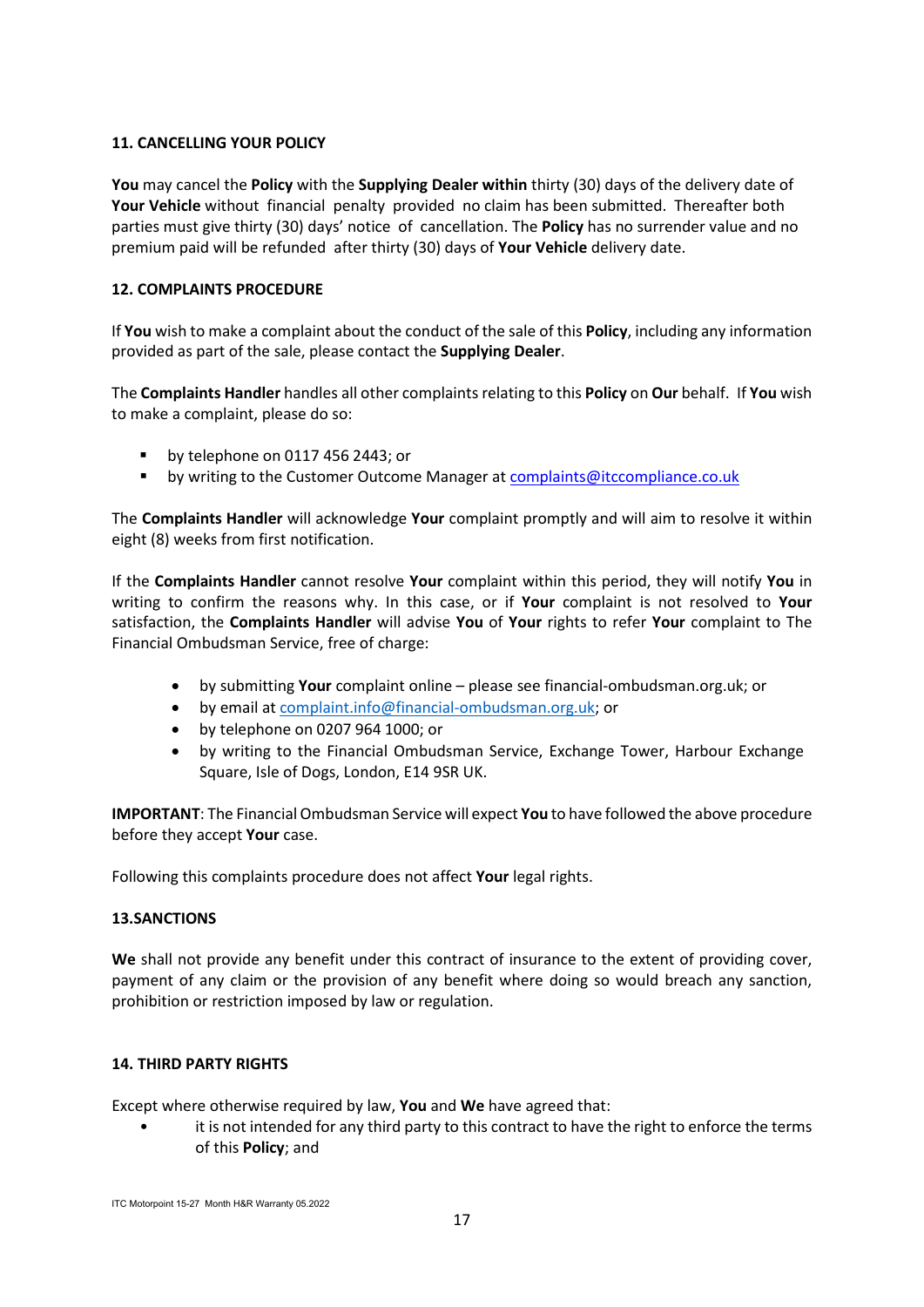## 11. CANCELLING YOUR POLICY

**You** may cancel the **Policy** with the **Supplying Dealer within** thirty (30) days of the delivery date of **Your Vehicle** without financial penalty provided no claim has been submitted. Thereafter both parties must give thirty (30) days' notice of cancellation. The **Policy** has no surrender value and no premium paid will be refunded after thirty (30) days of **Your Vehicle** delivery date.

## 12. COMPLAINTS PROCEDURE

If **You** wish to make a complaint about the conduct of the sale of this **Policy**, including any information provided as part of the sale, please contact the **Supplying Dealer**.

The **Complaints Handler** handles all other complaints relating to this **Policy** on **Our** behalf. If **You** wish to make a complaint, please do so:

- by telephone on 0117 456 2443; or
- by writing to the Customer Outcome Manager at complaints@itccompliance.co.uk

The **Complaints Handler** will acknowledge **Your** complaint promptly and will aim to resolve it within eight (8) weeks from first notification.

If the **Complaints Handler** cannot resolve **Your** complaint within this period, they will notify **You** in writing to confirm the reasons why. In this case, or if **Your** complaint is not resolved to **Your** satisfaction, the **Complaints Handler** will advise **You** of **Your** rights to refer **Your** complaint to The Financial Ombudsman Service, free of charge:

- by submitting **Your** complaint online – please see financial-ombudsman.org.uk; or
- by email at complaint.info@financial-ombudsman.org.uk; or
- by telephone on 0207 964 1000; or
- by writing to the Financial Ombudsman Service, Exchange Tower, Harbour Exchange Square, Isle of Dogs, London, E14 9SR UK.

**IMPORTANT**: The Financial Ombudsman Service will expect **You** to have followed the above procedure before they accept **Your** case.

Following this complaints procedure does not affect **Your** legal rights.

## 13.SANCTIONS

**We** shall not provide any benefit under this contract of insurance to the extent of providing cover, payment of any claim or the provision of any benefit where doing so would breach any sanction, prohibition or restriction imposed by law or regulation.

## 14. THIRD PARTY RIGHTS

Except where otherwise required by law, **You** and **We** have agreed that:

- it is not intended for any third party to this contract to have the right to enforce the terms of this **Policy**; and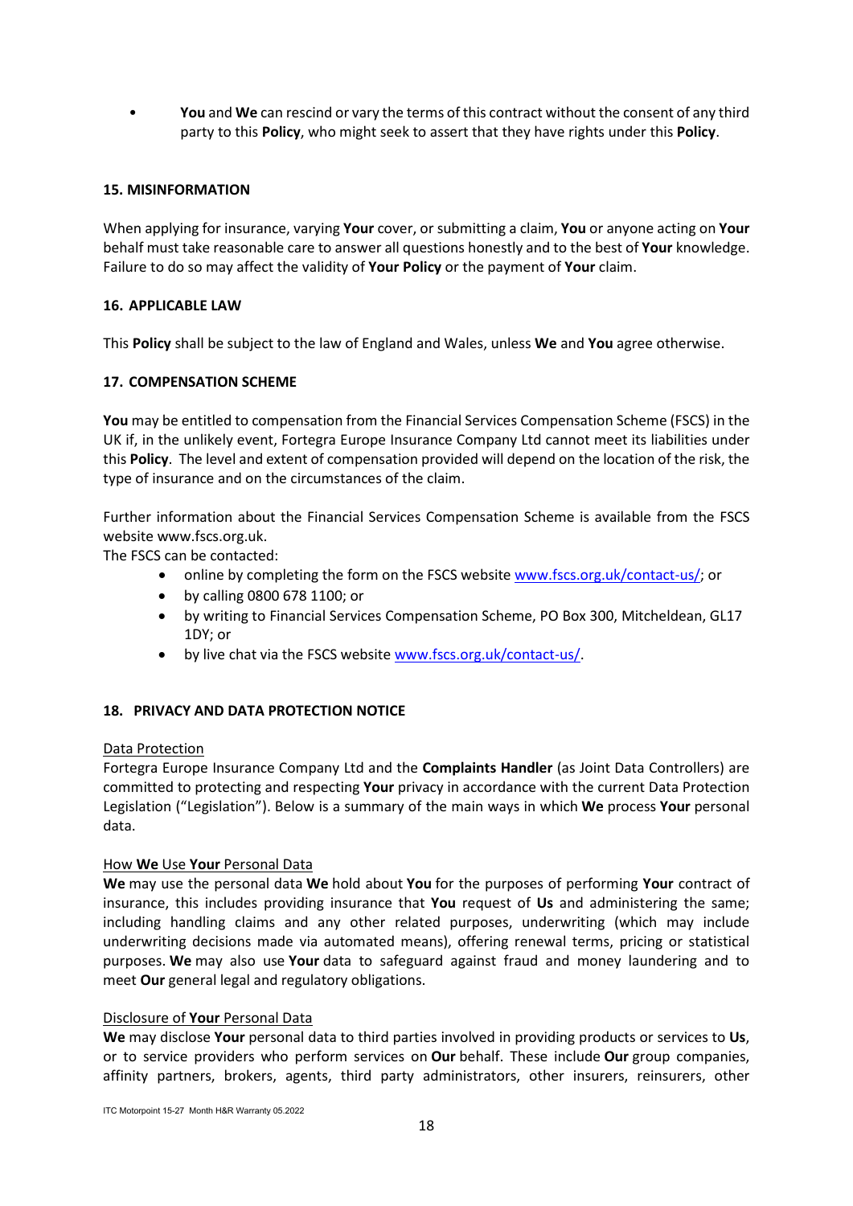- **You** and **We** can rescind or vary the terms of this contract without the consent of any third party to this **Policy**, who might seek to assert that they have rights under this **Policy**.

### 15. MISINFORMATION

When applying for insurance, varying **Your** cover, or submitting a claim, **You** or anyone acting on **Your** behalf must take reasonable care to answer all questions honestly and to the best of **Your** knowledge. Failure to do so may affect the validity of **Your Policy** or the payment of **Your** claim.

### 16. APPLICABLE LAW

This **Policy** shall be subject to the law of England and Wales, unless **We** and **You** agree otherwise.

### 17. COMPENSATION SCHEME

**You** may be entitled to compensation from the Financial Services Compensation Scheme (FSCS) in the UK if, in the unlikely event, Fortegra Europe Insurance Company Ltd cannot meet its liabilities under this **Policy**. The level and extent of compensation provided will depend on the location of the risk, the type of insurance and on the circumstances of the claim.

Further information about the Financial Services Compensation Scheme is available from the FSCS website www.fscs.org.uk.

The FSCS can be contacted:

- online by completing the form on the FSCS website www.fscs.org.uk/contact-us/; or
- by calling 0800 678 1100; or
- by writing to Financial Services Compensation Scheme, PO Box 300, Mitcheldean, GL17 1DY; or
- by live chat via the FSCS website www.fscs.org.uk/contact-us/.

### 18. PRIVACY AND DATA PROTECTION NOTICE

Data Protection

Fortegra Europe Insurance Company Ltd and the **Complaints Handler** (as Joint Data Controllers) are committed to protecting and respecting **Your** privacy in accordance with the current Data Protection Legislation ("Legislation"). Below is a summary of the main ways in which **We** process **Your** personal data.

How **We** Use **Your** Personal Data

**We** may use the personal data **We** hold about **You** for the purposes of performing **Your** contract of insurance, this includes providing insurance that **You** request of **Us** and administering the same; including handling claims and any other related purposes, underwriting (which may include underwriting decisions made via automated means), offering renewal terms, pricing or statistical purposes. **We** may also use **Your** data to safeguard against fraud and money laundering and to meet **Our** general legal and regulatory obligations.

Disclosure of **Your** Personal Data

**We** may disclose **Your** personal data to third parties involved in providing products or services to **Us**, or to service providers who perform services on **Our** behalf. These include **Our** group companies, affinity partners, brokers, agents, third party administrators, other insurers, reinsurers, other

ITC Motorpoint 15-27 Month H&R Warranty 05.2022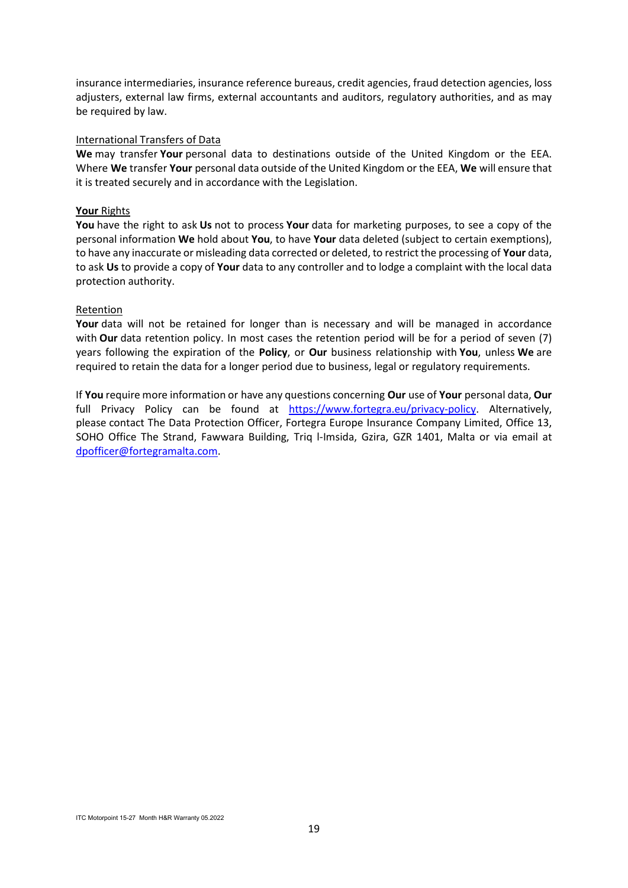insurance intermediaries, insurance reference bureaus, credit agencies, fraud detection agencies, loss adjusters, external law firms, external accountants and auditors, regulatory authorities, and as may be required by law.

International Transfers of Data

**We** may transfer **Your** personal data to destinations outside of the United Kingdom or the EEA. Where **We** transfer **Your** personal data outside of the United Kingdom or the EEA, **We** will ensure that it is treated securely and in accordance with the Legislation.

**Your** Rights

**You** have the right to ask **Us** not to process **Your** data for marketing purposes, to see a copy of the personal information **We** hold about **You**, to have **Your** data deleted (subject to certain exemptions), to have any inaccurate or misleading data corrected or deleted, to restrict the processing of **Your** data, to ask **Us** to provide a copy of **Your** data to any controller and to lodge a complaint with the local data protection authority.

Retention

**Your** data will not be retained for longer than is necessary and will be managed in accordance with **Our** data retention policy. In most cases the retention period will be for a period of seven (7) years following the expiration of the **Policy**, or **Our** business relationship with **You**, unless **We** are required to retain the data for a longer period due to business, legal or regulatory requirements.

If **You** require more information or have any questions concerning **Our** use of **Your** personal data, **Our** full Privacy Policy can be found at https://www.fortegra.eu/privacy-policy. Alternatively, please contact The Data Protection Officer, Fortegra Europe Insurance Company Limited, Office 13, SOHO Office The Strand, Fawwara Building, Triq l-Imsida, Gzira, GZR 1401, Malta or via email at dpofficer@fortegramalta.com.